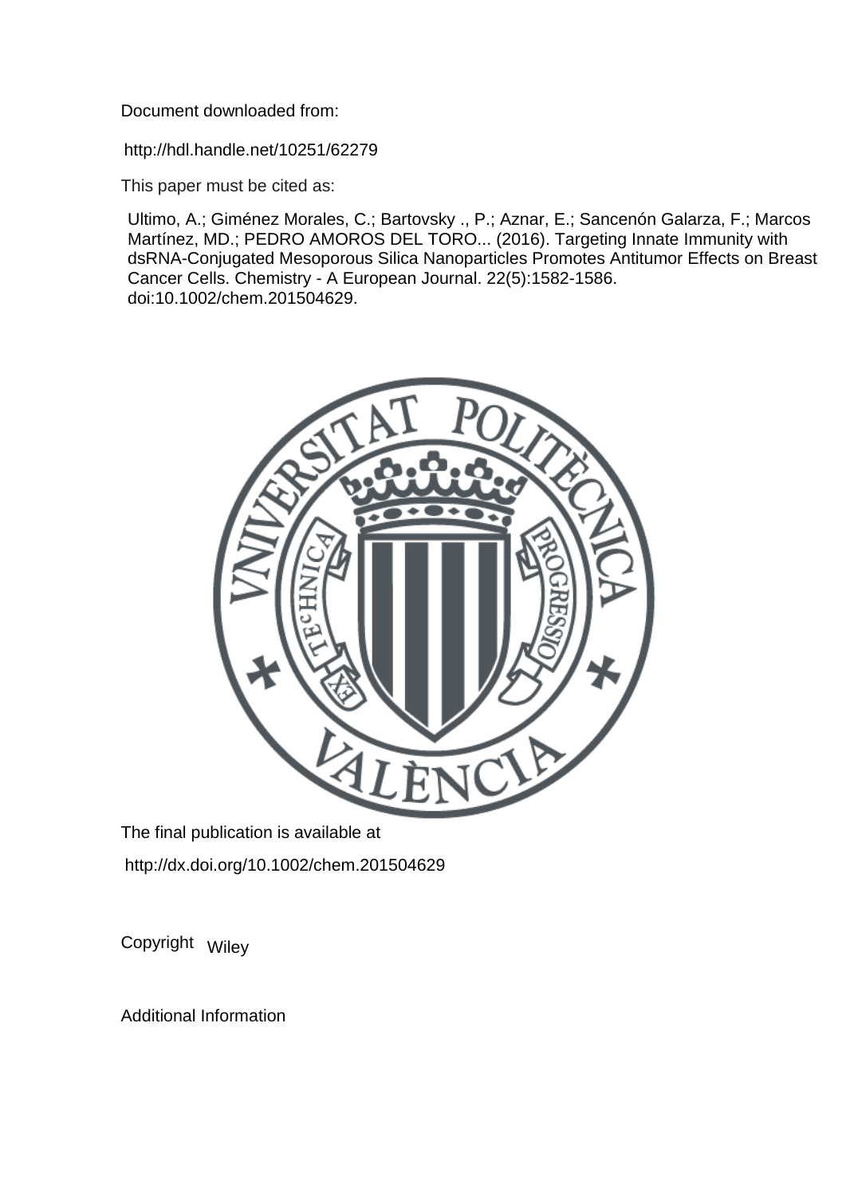Document downloaded from:

http://hdl.handle.net/10251/62279

This paper must be cited as:

Ultimo, A.; Giménez Morales, C.; Bartovsky ., P.; Aznar, E.; Sancenón Galarza, F.; Marcos Martínez, MD.; PEDRO AMOROS DEL TORO... (2016). Targeting Innate Immunity with dsRNA-Conjugated Mesoporous Silica Nanoparticles Promotes Antitumor Effects on Breast Cancer Cells. Chemistry - A European Journal. 22(5):1582-1586. doi:10.1002/chem.201504629.

The final publication is available at

http://dx.doi.org/10.1002/chem.201504629

Copyright Wiley

Additional Information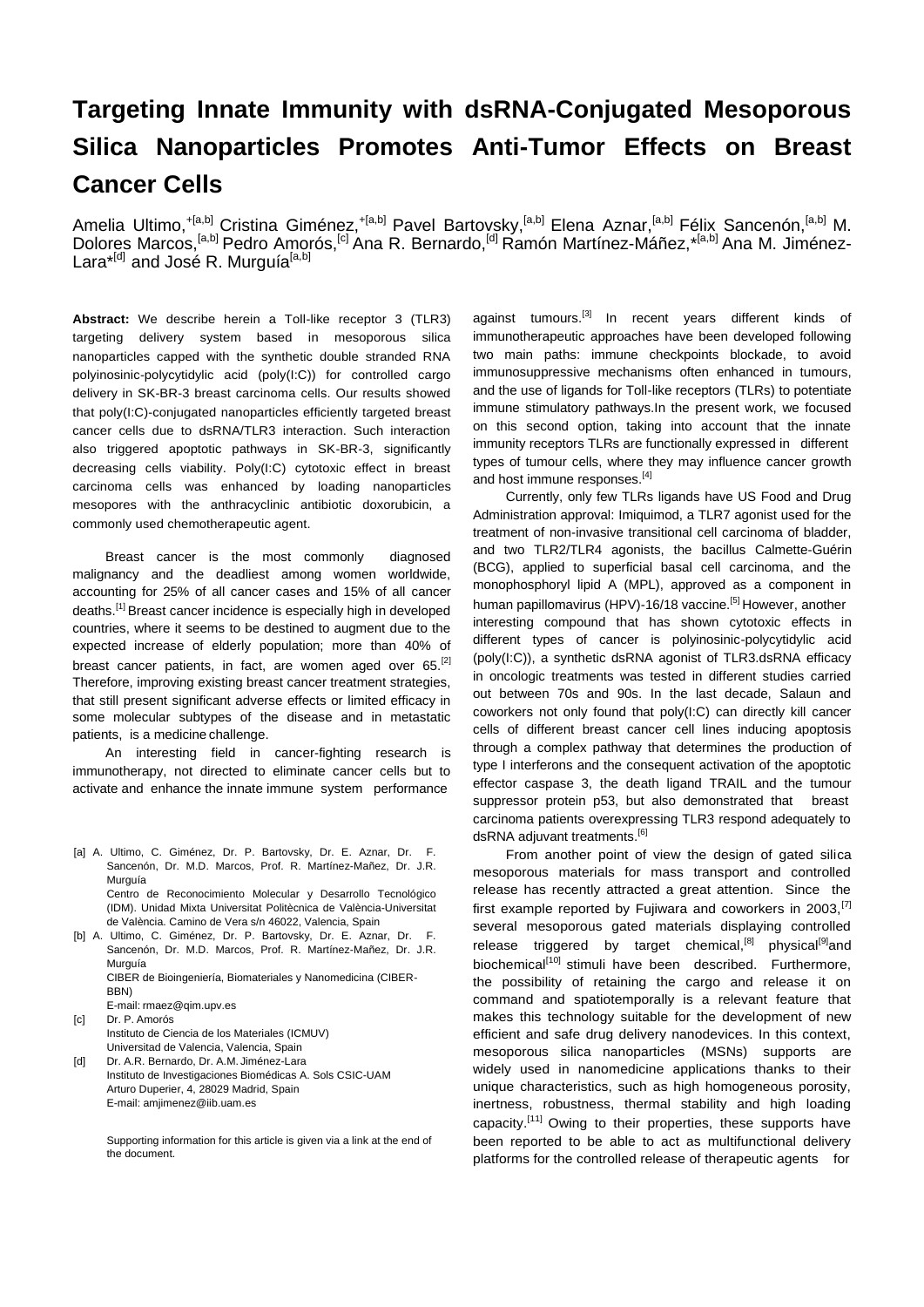# Targeting Innate Immunity with dsRNA-Conjugated Mesoporous Silica Nanoparticles Promotes Anti-Tumor Effects on Breast Cancer Cells

Amelia Ultimo,+[a,b] Cristina Giménez,+[a,b] Pavel Bartovsky,[a,b] Elena Aznar,[a,b] Félix Sancenón,[a,b] M. Dolores Marcos,[a,b] Pedro Amorós,[c] Ana R. Bernardo,[d] Ramón Martínez-Máñez,*[a,b] Ana M. Jiménez-Lara*[d] and José R. Murguía[a,b]

**Abstract:** We describe herein a Toll-like receptor 3 (TLR3) targeting delivery system based in mesoporous silica nanoparticles capped with the synthetic double stranded RNA polyinosinic-polycytidylic acid (poly(I:C)) for controlled cargo delivery in SK-BR-3 breast carcinoma cells. Our results showed that poly(I:C)-conjugated nanoparticles efficiently targeted breast cancer cells due to dsRNA/TLR3 interaction. Such interaction also triggered apoptotic pathways in SK-BR-3, significantly decreasing cells viability. Poly(I:C) cytotoxic effect in breast carcinoma cells was enhanced by loading nanoparticles mesopores with the anthracyclinic antibiotic doxorubicin, a commonly used chemotherapeutic agent.

Breast cancer is the most commonly diagnosed malignancy and the deadliest among women worldwide, accounting for 25% of all cancer cases and 15% of all cancer deaths.[1] Breast cancer incidence is especially high in developed countries, where it seems to be destined to augment due to the expected increase of elderly population; more than 40% of breast cancer patients, in fact, are women aged over 65.[2] Therefore, improving existing breast cancer treatment strategies, that still present significant adverse effects or limited efficacy in some molecular subtypes of the disease and in metastatic patients, is a medicine challenge.

An interesting field in cancer-fighting research is immunotherapy, not directed to eliminate cancer cells but to activate and enhance the innate immune system performance against tumours.[3] In recent years different kinds of immunotherapeutic approaches have been developed following two main paths: immune checkpoints blockade, to avoid immunosuppressive mechanisms often enhanced in tumours, and the use of ligands for Toll-like receptors (TLRs) to potentiate immune stimulatory pathways.In the present work, we focused on this second option, taking into account that the innate immunity receptors TLRs are functionally expressed in different types of tumour cells, where they may influence cancer growth and host immune responses.[4]

Currently, only few TLRs ligands have US Food and Drug Administration approval: Imiquimod, a TLR7 agonist used for the treatment of non-invasive transitional cell carcinoma of bladder, and two TLR2/TLR4 agonists, the bacillus Calmette-Guérin (BCG), applied to superficial basal cell carcinoma, and the monophosphoryl lipid A (MPL), approved as a component in human papillomavirus (HPV)-16/18 vaccine.[5] However, another interesting compound that has shown cytotoxic effects in different types of cancer is polyinosinic-polycytidylic acid (poly(I:C)), a synthetic dsRNA agonist of TLR3.dsRNA efficacy in oncologic treatments was tested in different studies carried out between 70s and 90s. In the last decade, Salaun and coworkers not only found that poly(I:C) can directly kill cancer cells of different breast cancer cell lines inducing apoptosis through a complex pathway that determines the production of type I interferons and the consequent activation of the apoptotic effector caspase 3, the death ligand TRAIL and the tumour suppressor protein p53, but also demonstrated that breast carcinoma patients overexpressing TLR3 respond adequately to dsRNA adjuvant treatments.[6]

From another point of view the design of gated silica mesoporous materials for mass transport and controlled release has recently attracted a great attention. Since the first example reported by Fujiwara and coworkers in 2003,[7] several mesoporous gated materials displaying controlled release triggered by target chemical,[8] physical[9] and biochemical[10] stimuli have been described. Furthermore, the possibility of retaining the cargo and release it on command and spatiotemporally is a relevant feature that makes this technology suitable for the development of new efficient and safe drug delivery nanodevices. In this context, mesoporous silica nanoparticles (MSNs) supports are widely used in nanomedicine applications thanks to their unique characteristics, such as high homogeneous porosity, inertness, robustness, thermal stability and high loading capacity.[11] Owing to their properties, these supports have been reported to be able to act as multifunctional delivery platforms for the controlled release of therapeutic agents for

[a] A. Ultimo, C. Giménez, Dr. P. Bartovsky, Dr. E. Aznar, Dr. F. Sancenón, Dr. M.D. Marcos, Prof. R. Martínez-Mañez, Dr. J.R. Murguía
Centro de Reconocimiento Molecular y Desarrollo Tecnológico (IDM). Unidad Mixta Universitat Politècnica de València-Universitat de València. Camino de Vera s/n 46022, Valencia, Spain

[b] A. Ultimo, C. Giménez, Dr. P. Bartovsky, Dr. E. Aznar, Dr. F. Sancenón, Dr. M.D. Marcos, Prof. R. Martínez-Mañez, Dr. J.R. Murguía
CIBER de Bioingeniería, Biomateriales y Nanomedicina (CIBER-BBN)
E-mail: rmaez@qim.upv.es

[c] Dr. P. Amorós
Instituto de Ciencia de los Materiales (ICMUV)
Universitad de Valencia, Valencia, Spain

[d] Dr. A.R. Bernardo, Dr. A.M. Jiménez-Lara
Instituto de Investigaciones Biomédicas A. Sols CSIC-UAM
Arturo Duperier, 4, 28029 Madrid, Spain
E-mail: amjimenez@iib.uam.es

Supporting information for this article is given via a link at the end of the document.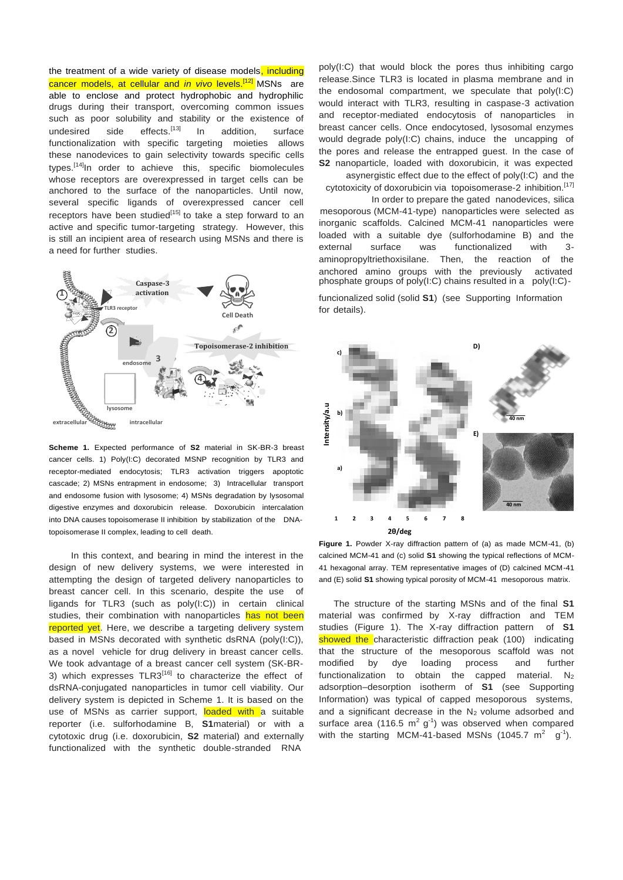the treatment of a wide variety of disease models, including cancer models, at cellular and *in vivo* levels.[12] MSNs are able to enclose and protect hydrophobic and hydrophilic drugs during their transport, overcoming common issues such as poor solubility and stability or the existence of undesired side effects.[13] In addition, surface functionalization with specific targeting moieties allows these nanodevices to gain selectivity towards specific cells types.[14] In order to achieve this, specific biomolecules whose receptors are overexpressed in target cells can be anchored to the surface of the nanoparticles. Until now, several specific ligands of overexpressed cancer cell receptors have been studied[15] to take a step forward to an active and specific tumor-targeting strategy. However, this is still an incipient area of research using MSNs and there is a need for further studies.

**Scheme 1.** Expected performance of **S2** material in SK-BR-3 breast cancer cells. 1) Poly(I:C) decorated MSNP recognition by TLR3 and receptor-mediated endocytosis; TLR3 activation triggers apoptotic cascade; 2) MSNs entrapment in endosome; 3) Intracellular transport and endosome fusion with lysosome; 4) MSNs degradation by lysosomal digestive enzymes and doxorubicin release. Doxorubicin intercalation into DNA causes topoisomerase II inhibition by stabilization of the DNA-topoisomerase II complex, leading to cell death.

In this context, and bearing in mind the interest in the design of new delivery systems, we were interested in attempting the design of targeted delivery nanoparticles to breast cancer cell. In this scenario, despite the use of ligands for TLR3 (such as poly(I:C)) in certain clinical studies, their combination with nanoparticles has not been reported yet. Here, we describe a targeting delivery system based in MSNs decorated with synthetic dsRNA (poly(I:C)), as a novel vehicle for drug delivery in breast cancer cells. We took advantage of a breast cancer cell system (SK-BR-3) which expresses TLR3[16] to characterize the effect of dsRNA-conjugated nanoparticles in tumor cell viability. Our delivery system is depicted in Scheme 1. It is based on the use of MSNs as carrier support, loaded with a suitable reporter (i.e. sulforhodamine B, **S1** material) or with a cytotoxic drug (i.e. doxorubicin, **S2** material) and externally functionalized with the synthetic double-stranded RNA poly(I:C) that would block the pores thus inhibiting cargo release. Since TLR3 is located in plasma membrane and in the endosomal compartment, we speculate that poly(I:C) would interact with TLR3, resulting in caspase-3 activation and receptor-mediated endocytosis of nanoparticles in breast cancer cells. Once endocytosed, lysosomal enzymes would degrade poly(I:C) chains, induce the uncapping of the pores and release the entrapped guest. In the case of **S2** nanoparticle, loaded with doxorubicin, it was expected a synergistic effect due to the effect of poly(I:C) and the cytotoxicity of doxorubicin via topoisomerase-2 inhibition.[17]

In order to prepare the gated nanodevices, silica mesoporous (MCM-41-type) nanoparticles were selected as inorganic scaffolds. Calcined MCM-41 nanoparticles were loaded with a suitable dye (sulforhodamine B) and the external surface was functionalized with 3-aminopropyltriethoxisilane. Then, the reaction of the anchored amino groups with the previously activated phosphate groups of poly(I:C) chains resulted in a poly(I:C)-functionalized solid (solid **S1**) (see Supporting Information for details).

**Figure 1.** Powder X-ray diffraction pattern of (a) as made MCM-41, (b) calcined MCM-41 and (c) solid **S1** showing the typical reflections of MCM-41 hexagonal array. TEM representative images of (D) calcined MCM-41 and (E) solid **S1** showing typical porosity of MCM-41 mesoporous matrix.

The structure of the starting MSNs and of the final **S1** material was confirmed by X-ray diffraction and TEM studies (Figure 1). The X-ray diffraction pattern of **S1** showed the characteristic diffraction peak (100) indicating that the structure of the mesoporous scaffold was not modified by dye loading process and further functionalization to obtain the capped material. $N_2$ adsorption–desorption isotherm of **S1** (see Supporting Information) was typical of capped mesoporous systems, and a significant decrease in the $N_2$ volume adsorbed and the surface area (116.5 $m^2\ g^{-1}$) was observed when compared with the starting MCM-41-based MSNs (1045.7 $m^2\ g^{-1}$).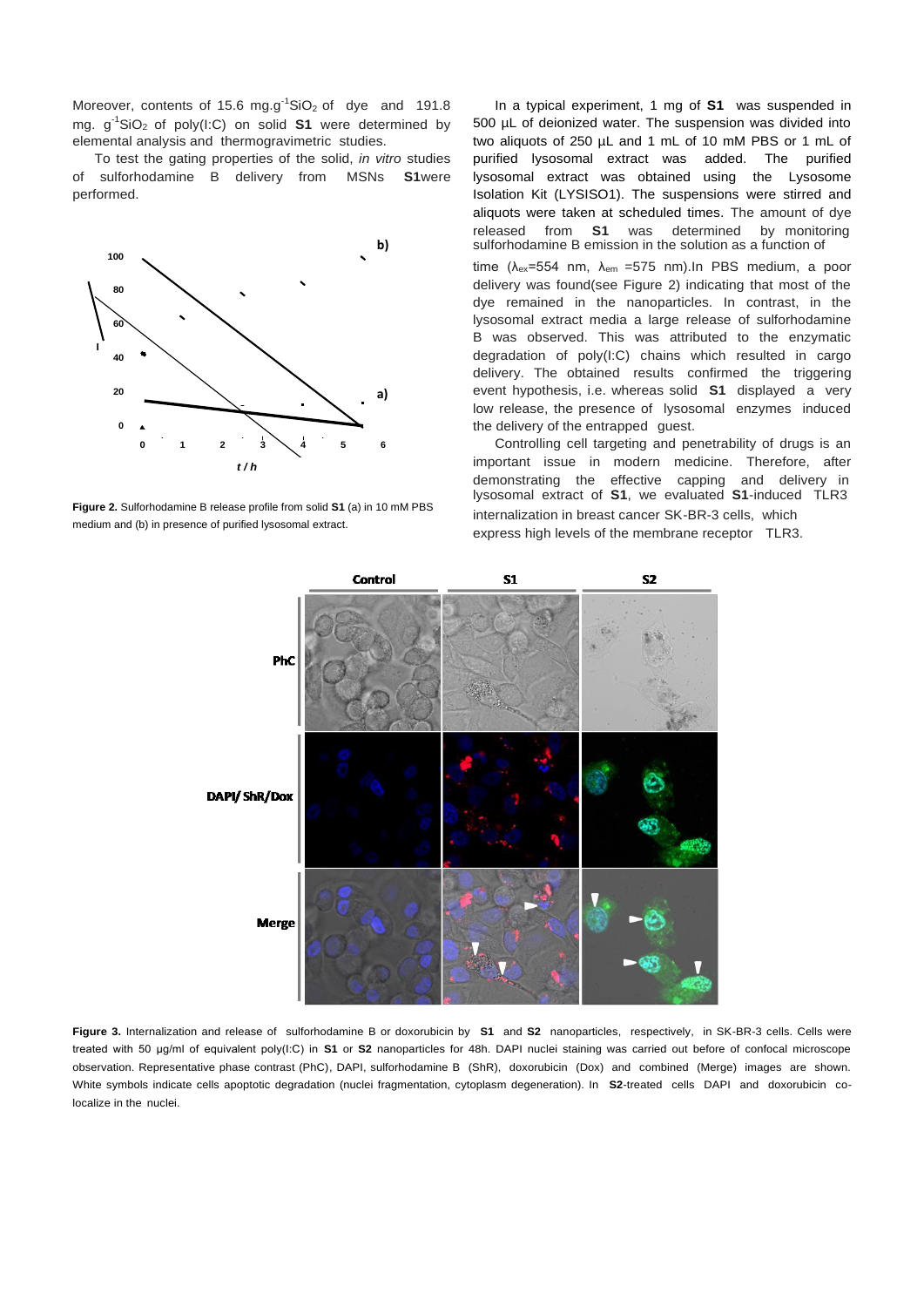Moreover, contents of 15.6 mg.g$^{-1}$$SiO_2$ of dye and 191.8 mg. g$^{-1}$$SiO_2$ of poly(I:C) on solid **S1** were determined by elemental analysis and thermogravimetric studies.

To test the gating properties of the solid, *in vitro* studies of sulforhodamine B delivery from MSNs **S1**were performed.

**Figure 2.** Sulforhodamine B release profile from solid **S1** (a) in 10 mM PBS medium and (b) in presence of purified lysosomal extract.

In a typical experiment, 1 mg of **S1** was suspended in 500 µL of deionized water. The suspension was divided into two aliquots of 250 µL and 1 mL of 10 mM PBS or 1 mL of purified lysosomal extract was added. The purified lysosomal extract was obtained using the Lysosome Isolation Kit (LYSISO1). The suspensions were stirred and aliquots were taken at scheduled times. The amount of dye released from **S1** was determined by monitoring sulforhodamine B emission in the solution as a function of time ($\lambda_{ex}$=554 nm, $\lambda_{em}$ =575 nm).In PBS medium, a poor delivery was found(see Figure 2) indicating that most of the dye remained in the nanoparticles. In contrast, in the lysosomal extract media a large release of sulforhodamine B was observed. This was attributed to the enzymatic degradation of poly(I:C) chains which resulted in cargo delivery. The obtained results confirmed the triggering event hypothesis, i.e. whereas solid **S1** displayed a very low release, the presence of lysosomal enzymes induced the delivery of the entrapped guest.

Controlling cell targeting and penetrability of drugs is an important issue in modern medicine. Therefore, after demonstrating the effective capping and delivery in lysosomal extract of **S1**, we evaluated **S1**-induced TLR3 internalization in breast cancer SK-BR-3 cells, which express high levels of the membrane receptor TLR3.

**Figure 3.** Internalization and release of sulforhodamine B or doxorubicin by **S1** and **S2** nanoparticles, respectively, in SK-BR-3 cells. Cells were treated with 50 µg/ml of equivalent poly(I:C) in **S1** or **S2** nanoparticles for 48h. DAPI nuclei staining was carried out before of confocal microscope observation. Representative phase contrast (PhC), DAPI, sulforhodamine B (ShR), doxorubicin (Dox) and combined (Merge) images are shown. White symbols indicate cells apoptotic degradation (nuclei fragmentation, cytoplasm degeneration). In **S2**-treated cells DAPI and doxorubicin co-localize in the nuclei.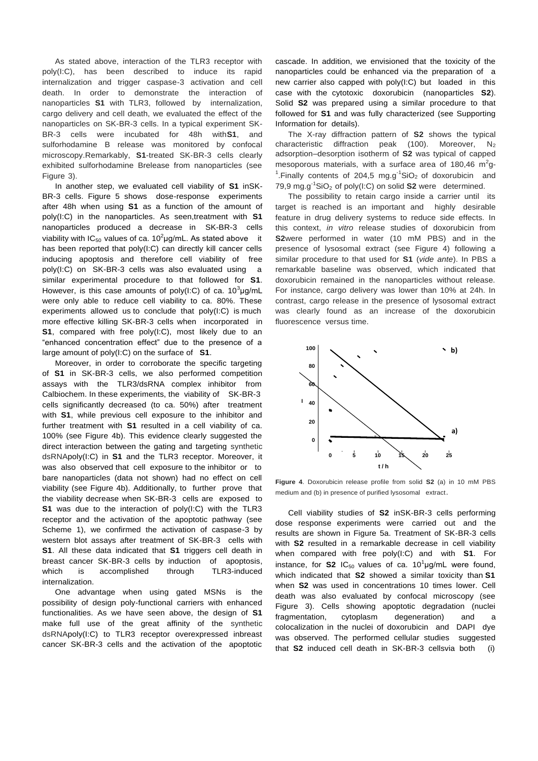As stated above, interaction of the TLR3 receptor with poly(I:C), has been described to induce its rapid internalization and trigger caspase-3 activation and cell death. In order to demonstrate the interaction of nanoparticles **S1** with TLR3, followed by internalization, cargo delivery and cell death, we evaluated the effect of the nanoparticles on SK-BR-3 cells. In a typical experiment SK-BR-3 cells were incubated for 48h with**S1**, and sulforhodamine B release was monitored by confocal microscopy.Remarkably, **S1**-treated SK-BR-3 cells clearly exhibited sulforhodamine Brelease from nanoparticles (see Figure 3).

In another step, we evaluated cell viability of **S1** inSK-BR-3 cells. Figure 5 shows dose-response experiments after 48h when using **S1** as a function of the amount of poly(I:C) in the nanoparticles. As seen,treatment with **S1** nanoparticles produced a decrease in SK-BR-3 cells viability with $IC_{50}$ values of ca. $10^2$µg/mL. As stated above it has been reported that poly(I:C) can directly kill cancer cells inducing apoptosis and therefore cell viability of free poly(I:C) on SK-BR-3 cells was also evaluated using a similar experimental procedure to that followed for **S1**. However, is this case amounts of poly(I:C) of ca. $10^3$µg/mL were only able to reduce cell viability to ca. 80%. These experiments allowed us to conclude that poly(I:C) is much more effective killing SK-BR-3 cells when incorporated in **S1**, compared with free poly(I:C), most likely due to an "enhanced concentration effect" due to the presence of a large amount of poly(I:C) on the surface of **S1**.

Moreover, in order to corroborate the specific targeting of **S1** in SK-BR-3 cells, we also performed competition assays with the TLR3/dsRNA complex inhibitor from Calbiochem. In these experiments, the viability of SK-BR-3 cells significantly decreased (to ca. 50%) after treatment with **S1**, while previous cell exposure to the inhibitor and further treatment with **S1** resulted in a cell viability of ca. 100% (see Figure 4b). This evidence clearly suggested the direct interaction between the gating and targeting synthetic dsRNApoly(I:C) in **S1** and the TLR3 receptor. Moreover, it was also observed that cell exposure to the inhibitor or to bare nanoparticles (data not shown) had no effect on cell viability (see Figure 4b). Additionally, to further prove that the viability decrease when SK-BR-3 cells are exposed to **S1** was due to the interaction of poly(I:C) with the TLR3 receptor and the activation of the apoptotic pathway (see Scheme 1), we confirmed the activation of caspase-3 by western blot assays after treatment of SK-BR-3 cells with **S1**. All these data indicated that **S1** triggers cell death in breast cancer SK-BR-3 cells by induction of apoptosis, which is accomplished through TLR3-induced internalization.

One advantage when using gated MSNs is the possibility of design poly-functional carriers with enhanced functionalities. As we have seen above, the design of **S1** make full use of the great affinity of the synthetic dsRNApoly(I:C) to TLR3 receptor overexpressed inbreast cancer SK-BR-3 cells and the activation of the apoptotic cascade. In addition, we envisioned that the toxicity of the nanoparticles could be enhanced via the preparation of a new carrier also capped with poly(I:C) but loaded in this case with the cytotoxic doxorubicin (nanoparticles **S2**). Solid **S2** was prepared using a similar procedure to that followed for **S1** and was fully characterized (see Supporting Information for details).

The X-ray diffraction pattern of **S2** shows the typical characteristic diffraction peak (100). Moreover, $N_2$ adsorption–desorption isotherm of **S2** was typical of capped mesoporous materials, with a surface area of 180,46 $m^2g^{-1}$.Finally contents of 204,5 $mg.g^{-1}SiO_2$ of doxorubicin and 79,9 $mg.g^{-1}SiO_2$ of poly(I:C) on solid **S2** were determined.

The possibility to retain cargo inside a carrier until its target is reached is an important and highly desirable feature in drug delivery systems to reduce side effects. In this context, *in vitro* release studies of doxorubicin from **S2**were performed in water (10 mM PBS) and in the presence of lysosomal extract (see Figure 4) following a similar procedure to that used for **S1** (*vide ante*). In PBS a remarkable baseline was observed, which indicated that doxorubicin remained in the nanoparticles without release. For instance, cargo delivery was lower than 10% at 24h. In contrast, cargo release in the presence of lysosomal extract was clearly found as an increase of the doxorubicin fluorescence versus time.

**Figure 4**. Doxorubicin release profile from solid **S2** (a) in 10 mM PBS medium and (b) in presence of purified lysosomal extract.

Cell viability studies of **S2** inSK-BR-3 cells performing dose response experiments were carried out and the results are shown in Figure 5a. Treatment of SK-BR-3 cells with **S2** resulted in a remarkable decrease in cell viability when compared with free poly(I:C) and with **S1**. For instance, for **S2** $IC_{50}$ values of ca. $10^1$µg/mL were found, which indicated that **S2** showed a similar toxicity than **S1** when **S2** was used in concentrations 10 times lower. Cell death was also evaluated by confocal microscopy (see Figure 3). Cells showing apoptotic degradation (nuclei fragmentation, cytoplasm degeneration) and a colocalization in the nuclei of doxorubicin and DAPI dye was observed. The performed cellular studies suggested that **S2** induced cell death in SK-BR-3 cellsvia both (i)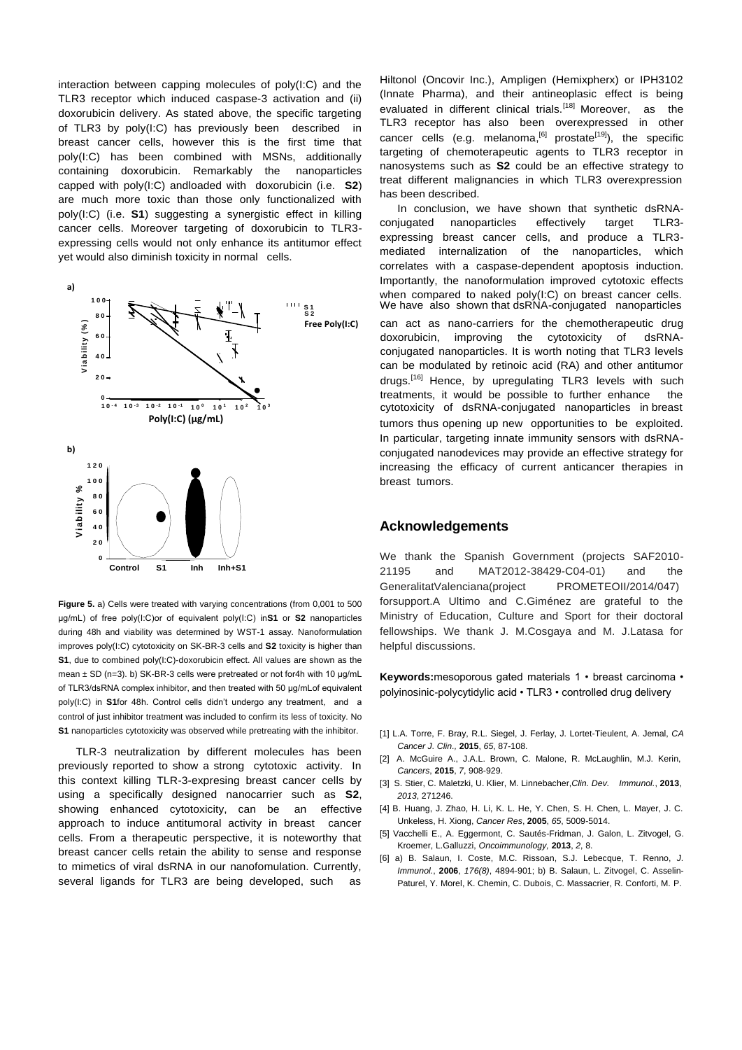interaction between capping molecules of poly(I:C) and the TLR3 receptor which induced caspase-3 activation and (ii) doxorubicin delivery. As stated above, the specific targeting of TLR3 by poly(I:C) has previously been described in breast cancer cells, however this is the first time that poly(I:C) has been combined with MSNs, additionally containing doxorubicin. Remarkably the nanoparticles capped with poly(I:C) andloaded with doxorubicin (i.e. **S2**) are much more toxic than those only functionalized with poly(I:C) (i.e. **S1**) suggesting a synergistic effect in killing cancer cells. Moreover targeting of doxorubicin to TLR3-expressing cells would not only enhance its antitumor effect yet would also diminish toxicity in normal cells.

**Figure 5.** a) Cells were treated with varying concentrations (from 0,001 to 500 µg/mL) of free poly(I:C)or of equivalent poly(I:C) in**S1** or **S2** nanoparticles during 48h and viability was determined by WST-1 assay. Nanoformulation improves poly(I:C) cytotoxicity on SK-BR-3 cells and **S2** toxicity is higher than **S1**, due to combined poly(I:C)-doxorubicin effect. All values are shown as the mean ± SD (n=3). b) SK-BR-3 cells were pretreated or not for4h with 10 µg/mL of TLR3/dsRNA complex inhibitor, and then treated with 50 µg/mLof equivalent poly(I:C) in **S1**for 48h. Control cells didn't undergo any treatment, and a control of just inhibitor treatment was included to confirm its less of toxicity. No **S1** nanoparticles cytotoxicity was observed while pretreating with the inhibitor.

TLR-3 neutralization by different molecules has been previously reported to show a strong cytotoxic activity. In this context killing TLR-3-expresing breast cancer cells by using a specifically designed nanocarrier such as **S2**, showing enhanced cytotoxicity, can be an effective approach to induce antitumoral activity in breast cancer cells. From a therapeutic perspective, it is noteworthy that breast cancer cells retain the ability to sense and response to mimetics of viral dsRNA in our nanofomulation. Currently, several ligands for TLR3 are being developed, such as Hiltonol (Oncovir Inc.), Ampligen (Hemixpherx) or IPH3102 (Innate Pharma), and their antineoplasic effect is being evaluated in different clinical trials.[18] Moreover, as the TLR3 receptor has also been overexpressed in other cancer cells (e.g. melanoma,[6] prostate[19]), the specific targeting of chemoterapeutic agents to TLR3 receptor in nanosystems such as **S2** could be an effective strategy to treat different malignancies in which TLR3 overexpression has been described.

In conclusion, we have shown that synthetic dsRNA-conjugated nanoparticles effectively target TLR3-expressing breast cancer cells, and produce a TLR3-mediated internalization of the nanoparticles, which correlates with a caspase-dependent apoptosis induction. Importantly, the nanoformulation improved cytotoxic effects when compared to naked poly(I:C) on breast cancer cells. We have also shown that dsRNA-conjugated nanoparticles can act as nano-carriers for the chemotherapeutic drug doxorubicin, improving the cytotoxicity of dsRNA-conjugated nanoparticles. It is worth noting that TLR3 levels can be modulated by retinoic acid (RA) and other antitumor drugs.[16] Hence, by upregulating TLR3 levels with such treatments, it would be possible to further enhance the cytotoxicity of dsRNA-conjugated nanoparticles in breast tumors thus opening up new opportunities to be exploited. In particular, targeting innate immunity sensors with dsRNA-conjugated nanodevices may provide an effective strategy for increasing the efficacy of current anticancer therapies in breast tumors.

## Acknowledgements

We thank the Spanish Government (projects SAF2010-21195 and MAT2012-38429-C04-01) and the GeneralitatValenciana(project PROMETEOII/2014/047) forsupport.A Ultimo and C.Giménez are grateful to the Ministry of Education, Culture and Sport for their doctoral fellowships. We thank J. M.Cosgaya and M. J.Latasa for helpful discussions.

**Keywords:**mesoporous gated materials 1 • breast carcinoma • polyinosinic-polycytidylic acid • TLR3 • controlled drug delivery

[1] L.A. Torre, F. Bray, R.L. Siegel, J. Ferlay, J. Lortet-Tieulent, A. Jemal, *CA Cancer J. Clin.,* **2015**, *65*, 87-108.

[2] A. McGuire A., J.A.L. Brown, C. Malone, R. McLaughlin, M.J. Kerin, *Cancers*, **2015**, *7*, 908-929.

[3] S. Stier, C. Maletzki, U. Klier, M. Linnebacher,*Clin. Dev. Immunol.*, **2013**, *2013*, 271246.

[4] B. Huang, J. Zhao, H. Li, K. L. He, Y. Chen, S. H. Chen, L. Mayer, J. C. Unkeless, H. Xiong, *Cancer Res*, **2005**, *65*, 5009-5014.

[5] Vacchelli E., A. Eggermont, C. Sautés-Fridman, J. Galon, L. Zitvogel, G. Kroemer, L.Galluzzi, *Oncoimmunology,* **2013**, *2*, 8.

[6] a) B. Salaun, I. Coste, M.C. Rissoan, S.J. Lebecque, T. Renno, *J. Immunol.*, **2006**, *176(8)*, 4894-901; b) B. Salaun, L. Zitvogel, C. Asselin-Paturel, Y. Morel, K. Chemin, C. Dubois, C. Massacrier, R. Conforti, M. P.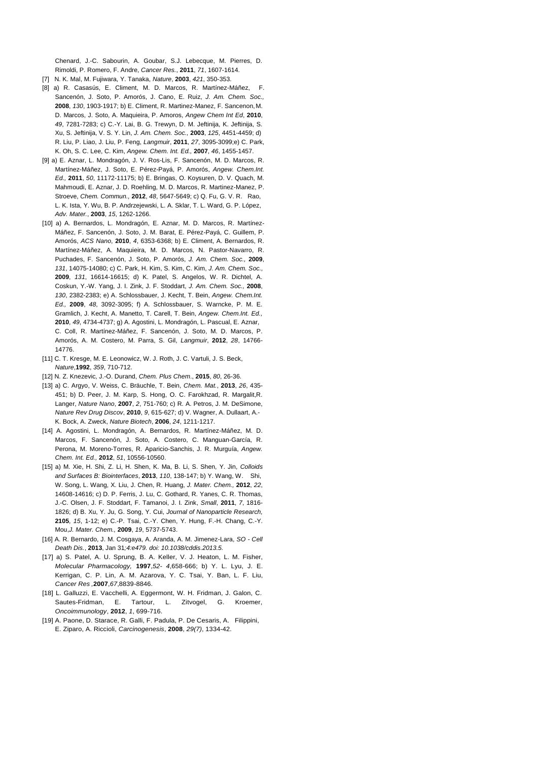Chenard, J.-C. Sabourin, A. Goubar, S.J. Lebecque, M. Pierres, D. Rimoldi, P. Romero, F. Andre, *Cancer Res.*, **2011**, *71*, 1607-1614.

[7] N. K. Mal, M. Fujiwara, Y. Tanaka, *Nature*, **2003**, *421*, 350-353.

[8] a) R. Casasús, E. Climent, M. D. Marcos, R. Martínez-Máñez, F. Sancenón, J. Soto, P. Amorós, J. Cano, E. Ruiz, *J. Am. Chem. Soc.,* **2008**, *130*, 1903-1917; b) E. Climent, R. Martinez-Manez, F. Sancenon, M. D. Marcos, J. Soto, A. Maquieira, P. Amoros, *Angew Chem Int Ed*, **2010**, *49*, 7281-7283; c) C.-Y. Lai, B. G. Trewyn, D. M. Jeftinija, K. Jeftinija, S. Xu, S. Jeftinija, V. S. Y. Lin, *J. Am. Chem. Soc.,* **2003**, *125*, 4451-4459; d) R. Liu, P. Liao, J. Liu, P. Feng, *Langmuir*, **2011**, *27*, 3095-3099;e) C. Park, K. Oh, S. C. Lee, C. Kim, *Angew. Chem. Int. Ed.,* **2007**, *46*, 1455-1457.

[9] a) E. Aznar, L. Mondragón, J. V. Ros-Lis, F. Sancenón, M. D. Marcos, R. Martínez-Máñez, J. Soto, E. Pérez-Payá, P. Amorós, *Angew. Chem.Int. Ed.,* **2011**, *50*, 11172-11175; b) E. Bringas, O. Koysuren, D. V. Quach, M. Mahmoudi, E. Aznar, J. D. Roehling, M. D. Marcos, R. Martinez-Manez, P. Stroeve, *Chem. Commun.,* **2012**, *48*, 5647-5649; c) Q. Fu, G. V. R. Rao, L. K. Ista, Y. Wu, B. P. Andrzejewski, L. A. Sklar, T. L. Ward, G. P. López, *Adv. Mater.*, **2003**, *15*, 1262-1266.

[10] a) A. Bernardos, L. Mondragón, E. Aznar, M. D. Marcos, R. Martínez-Máñez, F. Sancenón, J. Soto, J. M. Barat, E. Pérez-Payá, C. Guillem, P. Amorós, *ACS Nano*, **2010**, *4*, 6353-6368; b) E. Climent, A. Bernardos, R. Martínez-Máñez, A. Maquieira, M. D. Marcos, N. Pastor-Navarro, R. Puchades, F. Sancenón, J. Soto, P. Amorós, *J. Am. Chem. Soc.,* **2009**, *131*, 14075-14080; c) C. Park, H. Kim, S. Kim, C. Kim, *J. Am. Chem. Soc.,* **2009**, *131*, 16614-16615; d) K. Patel, S. Angelos, W. R. Dichtel, A. Coskun, Y.-W. Yang, J. I. Zink, J. F. Stoddart, *J. Am. Chem. Soc.,* **2008**, *130*, 2382-2383; e) A. Schlossbauer, J. Kecht, T. Bein, *Angew. Chem.Int. Ed.,* **2009**, *48*, 3092-3095; f) A. Schlossbauer, S. Warncke, P. M. E. Gramlich, J. Kecht, A. Manetto, T. Carell, T. Bein, *Angew. Chem.Int. Ed.*, **2010**, *49*, 4734-4737; g) A. Agostini, L. Mondragón, L. Pascual, E. Aznar, C. Coll, R. Martínez-Máñez, F. Sancenón, J. Soto, M. D. Marcos, P. Amorós, A. M. Costero, M. Parra, S. Gil, *Langmuir*, **2012**, *28*, 14766-14776.

[11] C. T. Kresge, M. E. Leonowicz, W. J. Roth, J. C. Vartuli, J. S. Beck, *Nature*,**1992**, *359*, 710-712.

[12] N. Z. Knezevic, J.-O. Durand, *Chem. Plus Chem*., **2015**, *80*, 26-36.

[13] a) C. Argyo, V. Weiss, C. Bräuchle, T. Bein, *Chem. Mat.*, **2013**, *26*, 435-451; b) D. Peer, J. M. Karp, S. Hong, O. C. Farokhzad, R. Margalit,R. Langer, *Nature Nano*, **2007**, *2*, 751-760; c) R. A. Petros, J. M. DeSimone, *Nature Rev Drug Discov*, **2010**, *9*, 615-627; d) V. Wagner, A. Dullaart, A.-K. Bock, A. Zweck, *Nature Biotech*, **2006**, *24*, 1211-1217.

[14] A. Agostini, L. Mondragón, A. Bernardos, R. Martínez-Máñez, M. D. Marcos, F. Sancenón, J. Soto, A. Costero, C. Manguan-García, R. Perona, M. Moreno-Torres, R. Aparicio-Sanchis, J. R. Murguía, *Angew. Chem. Int. Ed.,* **2012**, *51*, 10556-10560.

[15] a) M. Xie, H. Shi, Z. Li, H. Shen, K. Ma, B. Li, S. Shen, Y. Jin, *Colloids and Surfaces B: Biointerfaces*, **2013**, *110*, 138-147; b) Y. Wang, W. Shi, W. Song, L. Wang, X. Liu, J. Chen, R. Huang, *J. Mater. Chem.,* **2012**, *22*, 14608-14616; c) D. P. Ferris, J. Lu, C. Gothard, R. Yanes, C. R. Thomas, J.-C. Olsen, J. F. Stoddart, F. Tamanoi, J. I. Zink, *Small*, **2011**, *7*, 1816-1826; d) B. Xu, Y. Ju, G. Song, Y. Cui, *Journal of Nanoparticle Research,* **2105**, *15*, 1-12; e) C.-P. Tsai, C.-Y. Chen, Y. Hung, F.-H. Chang, C.-Y. Mou,*J. Mater. Chem.,* **2009**, *19*, 5737-5743.

[16] A. R. Bernardo, J. M. Cosgaya, A. Aranda, A. M. Jimenez-Lara, *SO - Cell Death Dis.*, **2013**, Jan 31*;4:e479. doi: 10.1038/cddis.2013.5.*

[17] a) S. Patel, A. U. Sprung, B. A. Keller, V. J. Heaton, L. M. Fisher, *Molecular Pharmacology,* **1997**,*52- 4*,658-666; b) Y. L. Lyu, J. E. Kerrigan, C. P. Lin, A. M. Azarova, Y. C. Tsai, Y. Ban, L. F. Liu, *Cancer Res* ,**2007**,*67*,8839-8846.

[18] L. Galluzzi, E. Vacchelli, A. Eggermont, W. H. Fridman, J. Galon, C. Sautes-Fridman, E. Tartour, L. Zitvogel, G. Kroemer, *Oncoimmunology*, **2012**, *1*, 699-716.

[19] A. Paone, D. Starace, R. Galli, F. Padula, P. De Cesaris, A. Filippini, E. Ziparo, A. Riccioli, *Carcinogenesis*, **2008**, *29(7)*, 1334-42.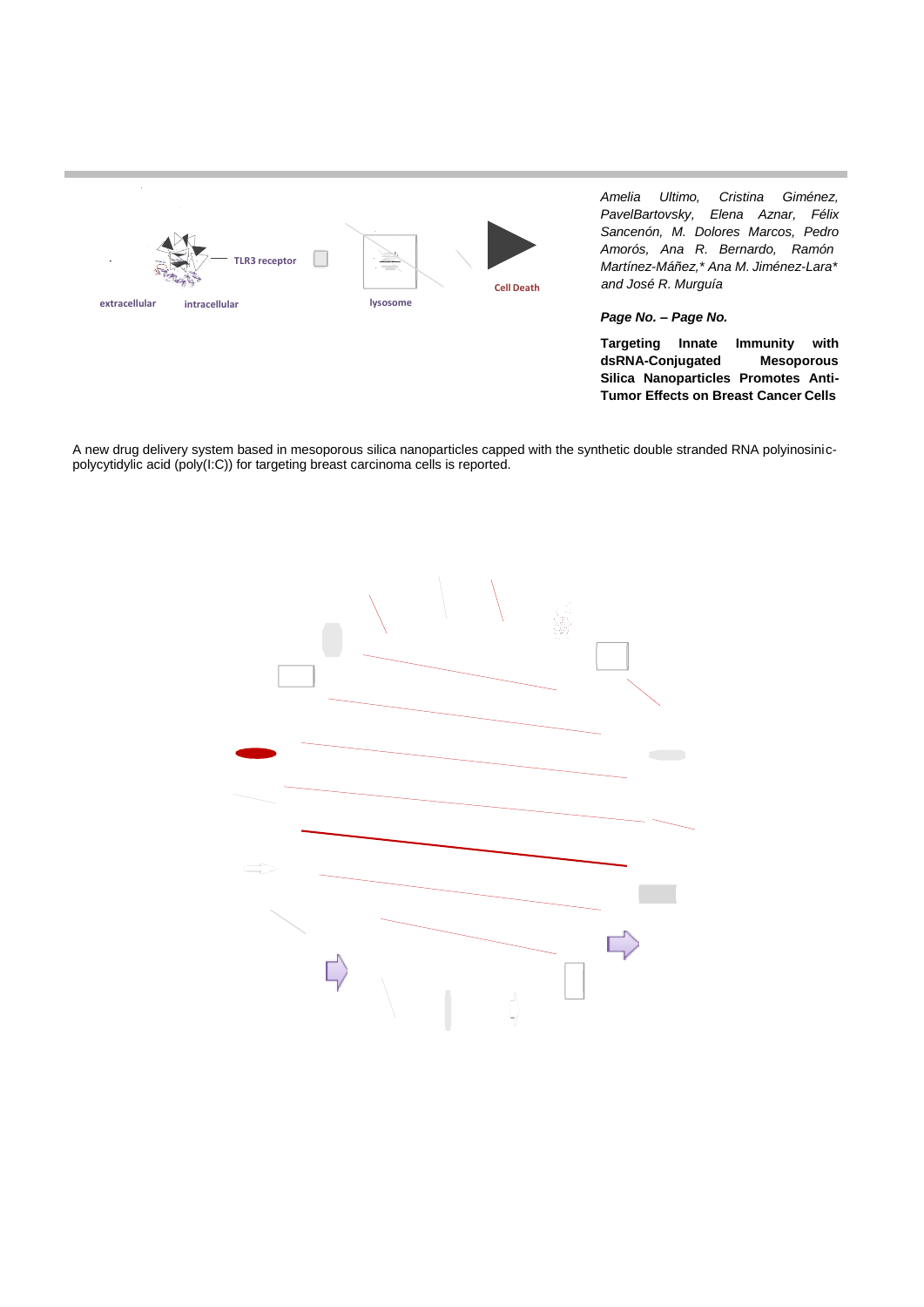*Amelia Ultimo, Cristina Giménez, PavelBartovsky, Elena Aznar, Félix Sancenón, M. Dolores Marcos, Pedro Amorós, Ana R. Bernardo, Ramón Martínez-Máñez,* Ana M. Jiménez-Lara* and José R. Murguía*

***Page No. – Page No.***

**Targeting Innate Immunity with dsRNA-Conjugated Mesoporous Silica Nanoparticles Promotes Anti-Tumor Effects on Breast Cancer Cells**

A new drug delivery system based in mesoporous silica nanoparticles capped with the synthetic double stranded RNA polyinosinic-polycytidylic acid (poly(I:C)) for targeting breast carcinoma cells is reported.